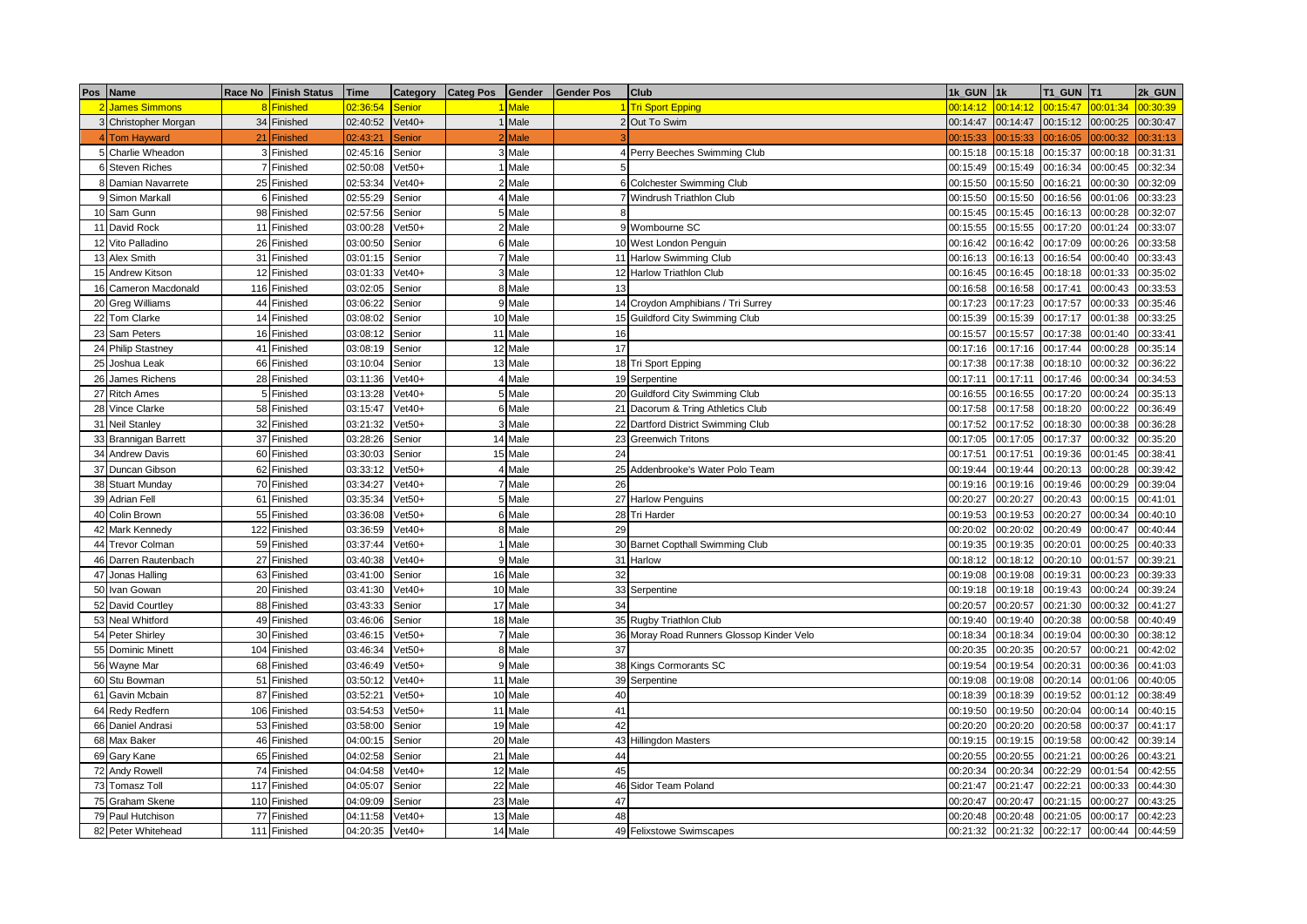| Pos | Name | Race No | Finish Status | Time | Category | Categ Pos | Gender | Gender Pos | Club | 1k_GUN | 1k | T1_GUN | T1 | 2k_GUN |
|---|---|---|---|---|---|---|---|---|---|---|---|---|---|---|
| 2 | James Simmons | 8 | Finished | 02:36:54 | Senior | 1 | Male | 1 | Tri Sport Epping | 00:14:12 | 00:14:12 | 00:15:47 | 00:01:34 | 00:30:39 |
| 3 | Christopher Morgan | 34 | Finished | 02:40:52 | Vet40+ | 1 | Male | 2 | Out To Swim | 00:14:47 | 00:14:47 | 00:15:12 | 00:00:25 | 00:30:47 |
| 4 | Tom Hayward | 21 | Finished | 02:43:21 | Senior | 2 | Male | 3 | | 00:15:33 | 00:15:33 | 00:16:05 | 00:00:32 | 00:31:13 |
| 5 | Charlie Wheadon | 3 | Finished | 02:45:16 | Senior | 3 | Male | 4 | Perry Beeches Swimming Club | 00:15:18 | 00:15:18 | 00:15:37 | 00:00:18 | 00:31:31 |
| 6 | Steven Riches | 7 | Finished | 02:50:08 | Vet50+ | 1 | Male | 5 | | 00:15:49 | 00:15:49 | 00:16:34 | 00:00:45 | 00:32:34 |
| 8 | Damian Navarrete | 25 | Finished | 02:53:34 | Vet40+ | 2 | Male | 6 | Colchester Swimming Club | 00:15:50 | 00:15:50 | 00:16:21 | 00:00:30 | 00:32:09 |
| 9 | Simon Markall | 6 | Finished | 02:55:29 | Senior | 4 | Male | 7 | Windrush Triathlon Club | 00:15:50 | 00:15:50 | 00:16:56 | 00:01:06 | 00:33:23 |
| 10 | Sam Gunn | 98 | Finished | 02:57:56 | Senior | 5 | Male | 8 | | 00:15:45 | 00:15:45 | 00:16:13 | 00:00:28 | 00:32:07 |
| 11 | David Rock | 11 | Finished | 03:00:28 | Vet50+ | 2 | Male | 9 | Wombourne SC | 00:15:55 | 00:15:55 | 00:17:20 | 00:01:24 | 00:33:07 |
| 12 | Vito Palladino | 26 | Finished | 03:00:50 | Senior | 6 | Male | 10 | West London Penguin | 00:16:42 | 00:16:42 | 00:17:09 | 00:00:26 | 00:33:58 |
| 13 | Alex Smith | 31 | Finished | 03:01:15 | Senior | 7 | Male | 11 | Harlow Swimming Club | 00:16:13 | 00:16:13 | 00:16:54 | 00:00:40 | 00:33:43 |
| 15 | Andrew Kitson | 12 | Finished | 03:01:33 | Vet40+ | 3 | Male | 12 | Harlow Triathlon Club | 00:16:45 | 00:16:45 | 00:18:18 | 00:01:33 | 00:35:02 |
| 16 | Cameron Macdonald | 116 | Finished | 03:02:05 | Senior | 8 | Male | 13 | | 00:16:58 | 00:16:58 | 00:17:41 | 00:00:43 | 00:33:53 |
| 20 | Greg Williams | 44 | Finished | 03:06:22 | Senior | 9 | Male | 14 | Croydon Amphibians / Tri Surrey | 00:17:23 | 00:17:23 | 00:17:57 | 00:00:33 | 00:35:46 |
| 22 | Tom Clarke | 14 | Finished | 03:08:02 | Senior | 10 | Male | 15 | Guildford City Swimming Club | 00:15:39 | 00:15:39 | 00:17:17 | 00:01:38 | 00:33:25 |
| 23 | Sam Peters | 16 | Finished | 03:08:12 | Senior | 11 | Male | 16 | | 00:15:57 | 00:15:57 | 00:17:38 | 00:01:40 | 00:33:41 |
| 24 | Philip Stastney | 41 | Finished | 03:08:19 | Senior | 12 | Male | 17 | | 00:17:16 | 00:17:16 | 00:17:44 | 00:00:28 | 00:35:14 |
| 25 | Joshua Leak | 66 | Finished | 03:10:04 | Senior | 13 | Male | 18 | Tri Sport Epping | 00:17:38 | 00:17:38 | 00:18:10 | 00:00:32 | 00:36:22 |
| 26 | James Richens | 28 | Finished | 03:11:36 | Vet40+ | 4 | Male | 19 | Serpentine | 00:17:11 | 00:17:11 | 00:17:46 | 00:00:34 | 00:34:53 |
| 27 | Ritch Ames | 5 | Finished | 03:13:28 | Vet40+ | 5 | Male | 20 | Guildford City Swimming Club | 00:16:55 | 00:16:55 | 00:17:20 | 00:00:24 | 00:35:13 |
| 28 | Vince Clarke | 58 | Finished | 03:15:47 | Vet40+ | 6 | Male | 21 | Dacorum & Tring Athletics Club | 00:17:58 | 00:17:58 | 00:18:20 | 00:00:22 | 00:36:49 |
| 31 | Neil Stanley | 32 | Finished | 03:21:32 | Vet50+ | 3 | Male | 22 | Dartford District Swimming Club | 00:17:52 | 00:17:52 | 00:18:30 | 00:00:38 | 00:36:28 |
| 33 | Brannigan Barrett | 37 | Finished | 03:28:26 | Senior | 14 | Male | 23 | Greenwich Tritons | 00:17:05 | 00:17:05 | 00:17:37 | 00:00:32 | 00:35:20 |
| 34 | Andrew Davis | 60 | Finished | 03:30:03 | Senior | 15 | Male | 24 | | 00:17:51 | 00:17:51 | 00:19:36 | 00:01:45 | 00:38:41 |
| 37 | Duncan Gibson | 62 | Finished | 03:33:12 | Vet50+ | 4 | Male | 25 | Addenbrooke's Water Polo Team | 00:19:44 | 00:19:44 | 00:20:13 | 00:00:28 | 00:39:42 |
| 38 | Stuart Munday | 70 | Finished | 03:34:27 | Vet40+ | 7 | Male | 26 | | 00:19:16 | 00:19:16 | 00:19:46 | 00:00:29 | 00:39:04 |
| 39 | Adrian Fell | 61 | Finished | 03:35:34 | Vet50+ | 5 | Male | 27 | Harlow Penguins | 00:20:27 | 00:20:27 | 00:20:43 | 00:00:15 | 00:41:01 |
| 40 | Colin Brown | 55 | Finished | 03:36:08 | Vet50+ | 6 | Male | 28 | Tri Harder | 00:19:53 | 00:19:53 | 00:20:27 | 00:00:34 | 00:40:10 |
| 42 | Mark Kennedy | 122 | Finished | 03:36:59 | Vet40+ | 8 | Male | 29 | | 00:20:02 | 00:20:02 | 00:20:49 | 00:00:47 | 00:40:44 |
| 44 | Trevor Colman | 59 | Finished | 03:37:44 | Vet60+ | 1 | Male | 30 | Barnet Copthall Swimming Club | 00:19:35 | 00:19:35 | 00:20:01 | 00:00:25 | 00:40:33 |
| 46 | Darren Rautenbach | 27 | Finished | 03:40:38 | Vet40+ | 9 | Male | 31 | Harlow | 00:18:12 | 00:18:12 | 00:20:10 | 00:01:57 | 00:39:21 |
| 47 | Jonas Halling | 63 | Finished | 03:41:00 | Senior | 16 | Male | 32 | | 00:19:08 | 00:19:08 | 00:19:31 | 00:00:23 | 00:39:33 |
| 50 | Ivan Gowan | 20 | Finished | 03:41:30 | Vet40+ | 10 | Male | 33 | Serpentine | 00:19:18 | 00:19:18 | 00:19:43 | 00:00:24 | 00:39:24 |
| 52 | David Courtley | 88 | Finished | 03:43:33 | Senior | 17 | Male | 34 | | 00:20:57 | 00:20:57 | 00:21:30 | 00:00:32 | 00:41:27 |
| 53 | Neal Whitford | 49 | Finished | 03:46:06 | Senior | 18 | Male | 35 | Rugby Triathlon Club | 00:19:40 | 00:19:40 | 00:20:38 | 00:00:58 | 00:40:49 |
| 54 | Peter Shirley | 30 | Finished | 03:46:15 | Vet50+ | 7 | Male | 36 | Moray Road Runners Glossop Kinder Velo | 00:18:34 | 00:18:34 | 00:19:04 | 00:00:30 | 00:38:12 |
| 55 | Dominic Minett | 104 | Finished | 03:46:34 | Vet50+ | 8 | Male | 37 | | 00:20:35 | 00:20:35 | 00:20:57 | 00:00:21 | 00:42:02 |
| 56 | Wayne Mar | 68 | Finished | 03:46:49 | Vet50+ | 9 | Male | 38 | Kings Cormorants SC | 00:19:54 | 00:19:54 | 00:20:31 | 00:00:36 | 00:41:03 |
| 60 | Stu Bowman | 51 | Finished | 03:50:12 | Vet40+ | 11 | Male | 39 | Serpentine | 00:19:08 | 00:19:08 | 00:20:14 | 00:01:06 | 00:40:05 |
| 61 | Gavin Mcbain | 87 | Finished | 03:52:21 | Vet50+ | 10 | Male | 40 | | 00:18:39 | 00:18:39 | 00:19:52 | 00:01:12 | 00:38:49 |
| 64 | Redy Redfern | 106 | Finished | 03:54:53 | Vet50+ | 11 | Male | 41 | | 00:19:50 | 00:19:50 | 00:20:04 | 00:00:14 | 00:40:15 |
| 66 | Daniel Andrasi | 53 | Finished | 03:58:00 | Senior | 19 | Male | 42 | | 00:20:20 | 00:20:20 | 00:20:58 | 00:00:37 | 00:41:17 |
| 68 | Max Baker | 46 | Finished | 04:00:15 | Senior | 20 | Male | 43 | Hillingdon Masters | 00:19:15 | 00:19:15 | 00:19:58 | 00:00:43 | 00:39:14 |
| 69 | Gary Kane | 65 | Finished | 04:02:58 | Senior | 21 | Male | 44 | | 00:20:55 | 00:20:55 | 00:21:21 | 00:00:26 | 00:43:21 |
| 72 | Andy Rowell | 74 | Finished | 04:04:58 | Vet40+ | 12 | Male | 45 | | 00:20:34 | 00:20:34 | 00:22:29 | 00:01:54 | 00:42:55 |
| 73 | Tomasz Toll | 117 | Finished | 04:05:07 | Senior | 22 | Male | 46 | Sidor Team Poland | 00:21:47 | 00:21:47 | 00:22:21 | 00:00:33 | 00:44:30 |
| 75 | Graham Skene | 110 | Finished | 04:09:09 | Senior | 23 | Male | 47 | | 00:20:47 | 00:20:47 | 00:21:15 | 00:00:27 | 00:43:25 |
| 79 | Paul Hutchison | 77 | Finished | 04:11:58 | Vet40+ | 13 | Male | 48 | | 00:20:48 | 00:20:48 | 00:21:05 | 00:00:17 | 00:42:23 |
| 82 | Peter Whitehead | 111 | Finished | 04:20:35 | Vet40+ | 14 | Male | 49 | Felixstowe Swimscapes | 00:21:32 | 00:21:32 | 00:22:17 | 00:00:44 | 00:44:59 |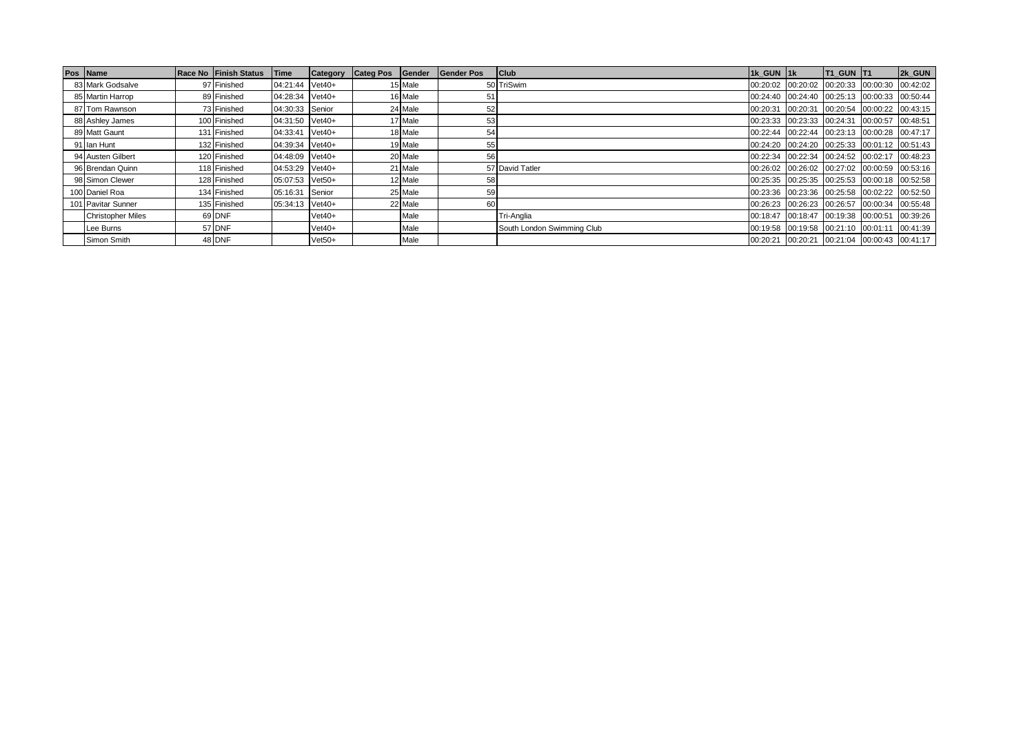| Pos | Name | Race No | Finish Status | Time | Category | Categ Pos | Gender | Gender Pos | Club | 1k_GUN | 1k | T1_GUN | T1 | 2k_GUN |
|---|---|---|---|---|---|---|---|---|---|---|---|---|---|---|
| 83 | Mark Godsalve | 97 | Finished | 04:21:44 | Vet40+ | 15 | Male | 50 | TriSwim | 00:20:02 | 00:20:02 | 00:20:33 | 00:00:30 | 00:42:02 |
| 85 | Martin Harrop | 89 | Finished | 04:28:34 | Vet40+ | 16 | Male | 51 | | 00:24:40 | 00:24:40 | 00:25:13 | 00:00:33 | 00:50:44 |
| 87 | Tom Rawnson | 73 | Finished | 04:30:33 | Senior | 24 | Male | 52 | | 00:20:31 | 00:20:31 | 00:20:54 | 00:00:22 | 00:43:15 |
| 88 | Ashley James | 100 | Finished | 04:31:50 | Vet40+ | 17 | Male | 53 | | 00:23:33 | 00:23:33 | 00:24:31 | 00:00:57 | 00:48:51 |
| 89 | Matt Gaunt | 131 | Finished | 04:33:41 | Vet40+ | 18 | Male | 54 | | 00:22:44 | 00:22:44 | 00:23:13 | 00:00:28 | 00:47:17 |
| 91 | Ian Hunt | 132 | Finished | 04:39:34 | Vet40+ | 19 | Male | 55 | | 00:24:20 | 00:24:20 | 00:25:33 | 00:01:12 | 00:51:43 |
| 94 | Austen Gilbert | 120 | Finished | 04:48:09 | Vet40+ | 20 | Male | 56 | | 00:22:34 | 00:22:34 | 00:24:52 | 00:02:17 | 00:48:23 |
| 96 | Brendan Quinn | 118 | Finished | 04:53:29 | Vet40+ | 21 | Male | 57 | David Tatler | 00:26:02 | 00:26:02 | 00:27:02 | 00:00:59 | 00:53:16 |
| 98 | Simon Clewer | 128 | Finished | 05:07:53 | Vet50+ | 12 | Male | 58 | | 00:25:35 | 00:25:35 | 00:25:53 | 00:00:18 | 00:52:58 |
| 100 | Daniel Roa | 134 | Finished | 05:16:31 | Senior | 25 | Male | 59 | | 00:23:36 | 00:23:36 | 00:25:58 | 00:02:22 | 00:52:50 |
| 101 | Pavitar Sunner | 135 | Finished | 05:34:13 | Vet40+ | 22 | Male | 60 | | 00:26:23 | 00:26:23 | 00:26:57 | 00:00:34 | 00:55:48 |
| | Christopher Miles | 69 | DNF | | Vet40+ | | Male | | Tri-Anglia | 00:18:47 | 00:18:47 | 00:19:38 | 00:00:51 | 00:39:26 |
| | Lee Burns | 57 | DNF | | Vet40+ | | Male | | South London Swimming Club | 00:19:58 | 00:19:58 | 00:21:10 | 00:01:11 | 00:41:39 |
| | Simon Smith | 48 | DNF | | Vet50+ | | Male | | | 00:20:21 | 00:20:21 | 00:21:04 | 00:00:43 | 00:41:17 |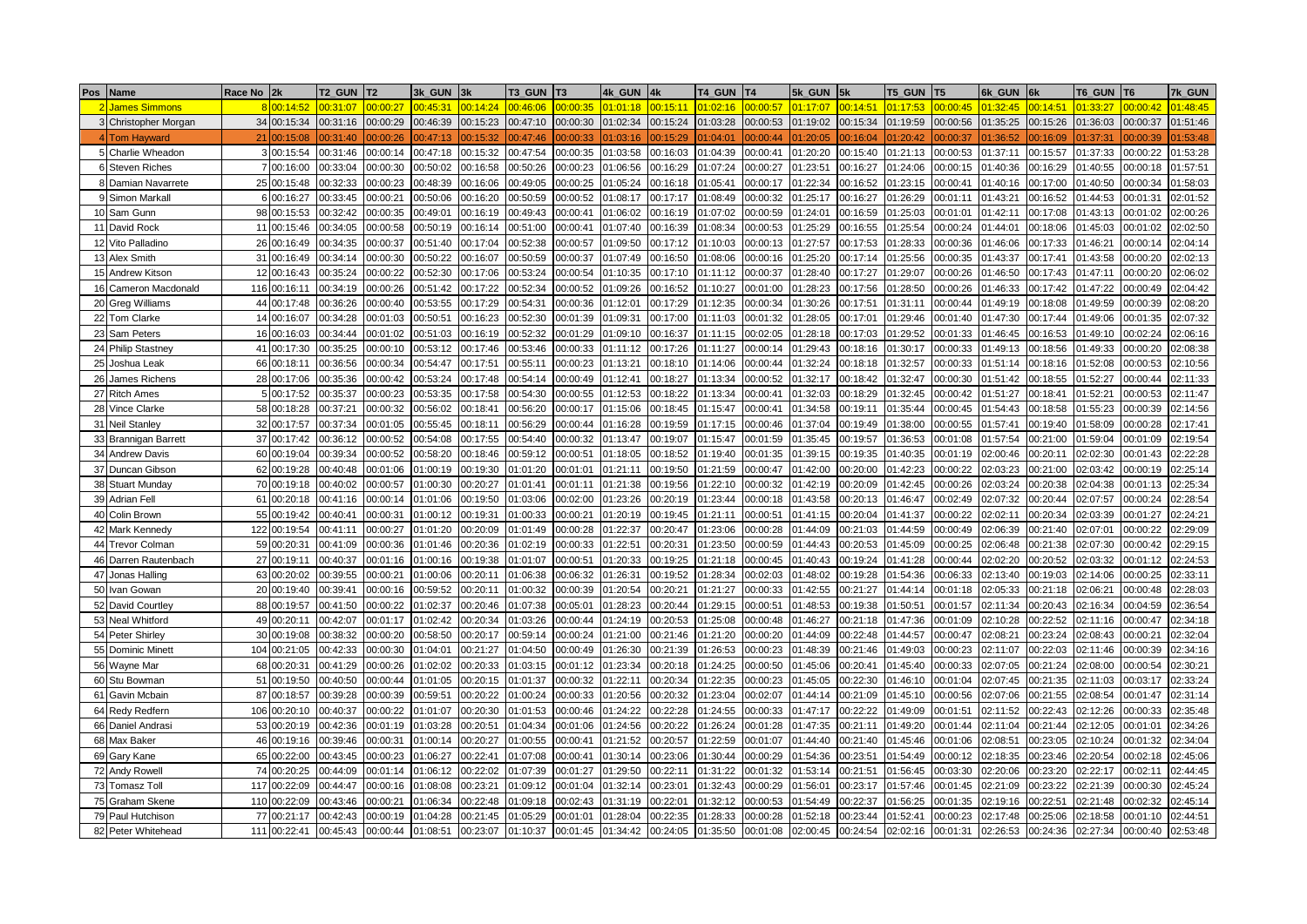| Pos | Name | Race No | 2k | T2_GUN | T2 | 3k_GUN | 3k | T3_GUN | T3 | 4k_GUN | 4k | T4_GUN | T4 | 5k_GUN | 5k | T5_GUN | T5 | 6k_GUN | 6k | T6_GUN | T6 | 7k_GUN |
|---|---|---|---|---|---|---|---|---|---|---|---|---|---|---|---|---|---|---|---|---|---|---|
| 2 | James Simmons | 8 | 00:14:52 | 00:31:07 | 00:00:27 | 00:45:31 | 00:14:24 | 00:46:06 | 00:00:35 | 01:01:18 | 00:15:11 | 01:02:16 | 00:00:57 | 01:17:07 | 00:14:51 | 01:17:53 | 00:00:45 | 01:32:45 | 00:14:51 | 01:33:27 | 00:00:42 | 01:48:45 |
| 3 | Christopher Morgan | 34 | 00:15:34 | 00:31:16 | 00:00:29 | 00:46:39 | 00:15:23 | 00:47:10 | 00:00:30 | 01:02:34 | 00:15:24 | 01:03:28 | 00:00:53 | 01:19:02 | 00:15:34 | 01:19:59 | 00:00:56 | 01:35:25 | 00:15:26 | 01:36:03 | 00:00:37 | 01:51:46 |
| 4 | Tom Hayward | 21 | 00:15:08 | 00:31:40 | 00:00:26 | 00:47:13 | 00:15:32 | 00:47:46 | 00:00:33 | 01:03:16 | 00:15:29 | 01:04:01 | 00:00:44 | 01:20:05 | 00:16:04 | 01:20:42 | 00:00:37 | 01:36:52 | 00:16:09 | 01:37:31 | 00:00:39 | 01:53:48 |
| 5 | Charlie Wheadon | 3 | 00:15:54 | 00:31:46 | 00:00:14 | 00:47:18 | 00:15:32 | 00:47:54 | 00:00:35 | 01:03:58 | 00:16:03 | 01:04:39 | 00:00:41 | 01:20:20 | 00:15:40 | 01:21:13 | 00:00:53 | 01:37:11 | 00:15:57 | 01:37:33 | 00:00:22 | 01:53:28 |
| 6 | Steven Riches | 7 | 00:16:00 | 00:33:04 | 00:00:30 | 00:50:02 | 00:16:58 | 00:50:26 | 00:00:23 | 01:06:56 | 00:16:29 | 01:07:24 | 00:00:27 | 01:23:51 | 00:16:27 | 01:24:06 | 00:00:15 | 01:40:36 | 00:16:29 | 01:40:55 | 00:00:18 | 01:57:51 |
| 8 | Damian Navarrete | 25 | 00:15:48 | 00:32:33 | 00:00:23 | 00:48:39 | 00:16:06 | 00:49:05 | 00:00:25 | 01:05:24 | 00:16:18 | 01:05:41 | 00:00:17 | 01:22:34 | 00:16:52 | 01:23:15 | 00:00:41 | 01:40:16 | 00:17:00 | 01:40:50 | 00:00:34 | 01:58:03 |
| 9 | Simon Markall | 6 | 00:16:27 | 00:33:45 | 00:00:21 | 00:50:06 | 00:16:20 | 00:50:59 | 00:00:52 | 01:08:17 | 00:17:17 | 01:08:49 | 00:00:32 | 01:25:17 | 00:16:27 | 01:26:29 | 00:01:11 | 01:43:21 | 00:16:52 | 01:44:53 | 00:01:31 | 02:01:52 |
| 10 | Sam Gunn | 98 | 00:15:53 | 00:32:42 | 00:00:35 | 00:49:01 | 00:16:19 | 00:49:43 | 00:00:41 | 01:06:02 | 00:16:19 | 01:07:02 | 00:00:59 | 01:24:01 | 00:16:59 | 01:25:03 | 00:01:01 | 01:42:11 | 00:17:08 | 01:43:13 | 00:01:02 | 02:00:26 |
| 11 | David Rock | 11 | 00:15:46 | 00:34:05 | 00:00:58 | 00:50:19 | 00:16:14 | 00:51:00 | 00:00:41 | 01:07:40 | 00:16:39 | 01:08:34 | 00:00:53 | 01:25:29 | 00:16:55 | 01:25:54 | 00:00:24 | 01:44:01 | 00:18:06 | 01:45:03 | 00:01:02 | 02:02:50 |
| 12 | Vito Palladino | 26 | 00:16:49 | 00:34:35 | 00:00:37 | 00:51:40 | 00:17:04 | 00:52:38 | 00:00:57 | 01:09:50 | 00:17:12 | 01:10:03 | 00:00:13 | 01:27:57 | 00:17:53 | 01:28:33 | 00:00:36 | 01:46:06 | 00:17:33 | 01:46:21 | 00:00:14 | 02:04:14 |
| 13 | Alex Smith | 31 | 00:16:49 | 00:34:14 | 00:00:30 | 00:50:22 | 00:16:07 | 00:50:59 | 00:00:37 | 01:07:49 | 00:16:50 | 01:08:06 | 00:00:16 | 01:25:20 | 00:17:14 | 01:25:56 | 00:00:35 | 01:43:37 | 00:17:41 | 01:43:58 | 00:00:20 | 02:02:13 |
| 15 | Andrew Kitson | 12 | 00:16:43 | 00:35:24 | 00:00:22 | 00:52:30 | 00:17:06 | 00:53:24 | 00:00:54 | 01:10:35 | 00:17:10 | 01:11:12 | 00:00:37 | 01:28:40 | 00:17:27 | 01:29:07 | 00:00:26 | 01:46:50 | 00:17:43 | 01:47:11 | 00:00:20 | 02:06:02 |
| 16 | Cameron Macdonald | 116 | 00:16:11 | 00:34:19 | 00:00:26 | 00:51:42 | 00:17:22 | 00:52:34 | 00:00:52 | 01:09:26 | 00:16:52 | 01:10:27 | 00:01:00 | 01:28:23 | 00:17:56 | 01:28:50 | 00:00:26 | 01:46:33 | 00:17:42 | 01:47:22 | 00:00:49 | 02:04:42 |
| 20 | Greg Williams | 44 | 00:17:48 | 00:36:26 | 00:00:40 | 00:53:55 | 00:17:29 | 00:54:31 | 00:00:36 | 01:12:01 | 00:17:29 | 01:12:35 | 00:00:34 | 01:30:26 | 00:17:51 | 01:31:11 | 00:00:44 | 01:49:19 | 00:18:08 | 01:49:59 | 00:00:39 | 02:08:20 |
| 22 | Tom Clarke | 14 | 00:16:07 | 00:34:28 | 00:01:03 | 00:50:51 | 00:16:23 | 00:52:30 | 00:01:39 | 01:09:31 | 00:17:00 | 01:11:03 | 00:01:32 | 01:28:05 | 00:17:01 | 01:29:46 | 00:01:40 | 01:47:30 | 00:17:44 | 01:49:06 | 00:01:35 | 02:07:32 |
| 23 | Sam Peters | 16 | 00:16:03 | 00:34:44 | 00:01:02 | 00:51:03 | 00:16:19 | 00:52:32 | 00:01:29 | 01:09:10 | 00:16:37 | 01:11:15 | 00:02:05 | 01:28:18 | 00:17:03 | 01:29:52 | 00:01:33 | 01:46:45 | 00:16:53 | 01:49:10 | 00:02:24 | 02:06:16 |
| 24 | Philip Stastney | 41 | 00:17:30 | 00:35:25 | 00:00:10 | 00:53:12 | 00:17:46 | 00:53:46 | 00:00:33 | 01:11:12 | 00:17:26 | 01:11:27 | 00:00:14 | 01:29:43 | 00:18:16 | 01:30:17 | 00:00:33 | 01:49:13 | 00:18:56 | 01:49:33 | 00:00:20 | 02:08:38 |
| 25 | Joshua Leak | 66 | 00:18:11 | 00:36:56 | 00:00:34 | 00:54:47 | 00:17:51 | 00:55:11 | 00:00:23 | 01:13:21 | 00:18:10 | 01:14:06 | 00:00:44 | 01:32:24 | 00:18:18 | 01:32:57 | 00:00:33 | 01:51:14 | 00:18:16 | 01:52:08 | 00:00:53 | 02:10:56 |
| 26 | James Richens | 28 | 00:17:06 | 00:35:36 | 00:00:42 | 00:53:24 | 00:17:48 | 00:54:14 | 00:00:49 | 01:12:41 | 00:18:27 | 01:13:34 | 00:00:52 | 01:32:17 | 00:18:42 | 01:32:47 | 00:00:30 | 01:51:42 | 00:18:55 | 01:52:27 | 00:00:44 | 02:11:33 |
| 27 | Ritch Ames | 5 | 00:17:52 | 00:35:37 | 00:00:23 | 00:53:35 | 00:17:58 | 00:54:30 | 00:00:55 | 01:12:53 | 00:18:22 | 01:13:34 | 00:00:41 | 01:32:03 | 00:18:29 | 01:32:45 | 00:00:42 | 01:51:27 | 00:18:41 | 01:52:21 | 00:00:53 | 02:11:47 |
| 28 | Vince Clarke | 58 | 00:18:28 | 00:37:21 | 00:00:32 | 00:56:02 | 00:18:41 | 00:56:20 | 00:00:17 | 01:15:06 | 00:18:45 | 01:15:47 | 00:00:41 | 01:34:58 | 00:19:11 | 01:35:44 | 00:00:45 | 01:54:43 | 00:18:58 | 01:55:23 | 00:00:39 | 02:14:56 |
| 31 | Neil Stanley | 32 | 00:17:57 | 00:37:34 | 00:01:05 | 00:55:45 | 00:18:11 | 00:56:29 | 00:00:44 | 01:16:28 | 00:19:59 | 01:17:15 | 00:00:46 | 01:37:04 | 00:19:49 | 01:38:00 | 00:00:55 | 01:57:41 | 00:19:40 | 01:58:09 | 00:00:28 | 02:17:41 |
| 33 | Brannigan Barrett | 37 | 00:17:42 | 00:36:12 | 00:00:52 | 00:54:08 | 00:17:55 | 00:54:40 | 00:00:32 | 01:13:47 | 00:19:07 | 01:15:47 | 00:01:59 | 01:35:45 | 00:19:57 | 01:36:53 | 00:01:08 | 01:57:54 | 00:21:00 | 01:59:04 | 00:01:09 | 02:19:54 |
| 34 | Andrew Davis | 60 | 00:19:04 | 00:39:34 | 00:00:52 | 00:58:20 | 00:18:46 | 00:59:12 | 00:00:51 | 01:18:05 | 00:18:52 | 01:19:40 | 00:01:35 | 01:39:15 | 00:19:35 | 01:40:35 | 00:01:19 | 02:00:46 | 00:20:11 | 02:02:30 | 00:01:43 | 02:22:28 |
| 37 | Duncan Gibson | 62 | 00:19:28 | 00:40:48 | 00:01:06 | 01:00:19 | 00:19:30 | 01:01:20 | 00:01:01 | 01:21:11 | 00:19:50 | 01:21:59 | 00:00:47 | 01:42:00 | 00:20:00 | 01:42:23 | 00:00:22 | 02:03:23 | 00:21:00 | 02:03:42 | 00:00:19 | 02:25:14 |
| 38 | Stuart Munday | 70 | 00:19:18 | 00:40:02 | 00:00:57 | 01:00:30 | 00:20:27 | 01:01:41 | 00:01:11 | 01:21:38 | 00:19:56 | 01:22:10 | 00:00:32 | 01:42:19 | 00:20:09 | 01:42:45 | 00:00:26 | 02:03:24 | 00:20:38 | 02:04:38 | 00:01:13 | 02:25:34 |
| 39 | Adrian Fell | 61 | 00:20:18 | 00:41:16 | 00:00:14 | 01:01:06 | 00:19:50 | 01:03:06 | 00:02:00 | 01:23:26 | 00:20:19 | 01:23:44 | 00:00:18 | 01:43:58 | 00:20:13 | 01:46:47 | 00:02:49 | 02:07:32 | 00:20:44 | 02:07:57 | 00:00:24 | 02:28:54 |
| 40 | Colin Brown | 55 | 00:19:42 | 00:40:41 | 00:00:31 | 01:00:12 | 00:19:31 | 01:00:33 | 00:00:21 | 01:20:19 | 00:19:45 | 01:21:11 | 00:00:51 | 01:41:15 | 00:20:04 | 01:41:37 | 00:00:22 | 02:02:11 | 00:20:34 | 02:03:39 | 00:01:27 | 02:24:21 |
| 42 | Mark Kennedy | 122 | 00:19:54 | 00:41:11 | 00:00:27 | 01:01:20 | 00:20:09 | 01:01:49 | 00:00:28 | 01:22:37 | 00:20:47 | 01:23:06 | 00:00:28 | 01:44:09 | 00:21:03 | 01:44:59 | 00:00:49 | 02:06:39 | 00:21:40 | 02:07:01 | 00:00:22 | 02:29:09 |
| 44 | Trevor Colman | 59 | 00:20:31 | 00:41:09 | 00:00:36 | 01:01:46 | 00:20:36 | 01:02:19 | 00:00:33 | 01:22:51 | 00:20:31 | 01:23:50 | 00:00:59 | 01:44:43 | 00:20:53 | 01:45:09 | 00:00:25 | 02:06:48 | 00:21:38 | 02:07:30 | 00:00:42 | 02:29:15 |
| 46 | Darren Rautenbach | 27 | 00:19:11 | 00:40:37 | 00:01:16 | 01:00:16 | 00:19:38 | 01:01:07 | 00:00:51 | 01:20:33 | 00:19:25 | 01:21:18 | 00:00:45 | 01:40:43 | 00:19:24 | 01:41:28 | 00:00:44 | 02:02:20 | 00:20:52 | 02:03:32 | 00:01:12 | 02:24:53 |
| 47 | Jonas Halling | 63 | 00:20:02 | 00:39:55 | 00:00:21 | 01:00:06 | 00:20:11 | 01:06:38 | 00:06:32 | 01:26:31 | 00:19:52 | 01:28:34 | 00:02:03 | 01:48:02 | 00:19:28 | 01:54:36 | 00:06:33 | 02:13:40 | 00:19:03 | 02:14:06 | 00:00:25 | 02:33:11 |
| 50 | Ivan Gowan | 20 | 00:19:40 | 00:39:41 | 00:00:16 | 00:59:52 | 00:20:11 | 01:00:32 | 00:00:39 | 01:20:54 | 00:20:21 | 01:21:27 | 00:00:33 | 01:42:55 | 00:21:27 | 01:44:14 | 00:01:18 | 02:05:33 | 00:21:18 | 02:06:21 | 00:00:48 | 02:28:03 |
| 52 | David Courtley | 88 | 00:19:57 | 00:41:50 | 00:00:22 | 01:02:37 | 00:20:46 | 01:07:38 | 00:05:01 | 01:28:23 | 00:20:44 | 01:29:15 | 00:00:51 | 01:48:53 | 00:19:38 | 01:50:51 | 00:01:57 | 02:11:34 | 00:20:43 | 02:16:34 | 00:04:59 | 02:36:54 |
| 53 | Neal Whitford | 49 | 00:20:11 | 00:42:07 | 00:01:17 | 01:02:42 | 00:20:34 | 01:03:26 | 00:00:44 | 01:24:19 | 00:20:53 | 01:25:08 | 00:00:48 | 01:46:27 | 00:21:18 | 01:47:36 | 00:01:09 | 02:10:28 | 00:22:52 | 02:11:16 | 00:00:47 | 02:34:18 |
| 54 | Peter Shirley | 30 | 00:19:08 | 00:38:32 | 00:00:20 | 00:58:50 | 00:20:17 | 00:59:14 | 00:00:24 | 01:21:00 | 00:21:46 | 01:21:20 | 00:00:20 | 01:44:09 | 00:22:48 | 01:44:57 | 00:00:47 | 02:08:21 | 00:23:24 | 02:08:43 | 00:00:21 | 02:32:04 |
| 55 | Dominic Minett | 104 | 00:21:05 | 00:42:33 | 00:00:30 | 01:04:01 | 00:21:27 | 01:04:50 | 00:00:49 | 01:26:30 | 00:21:39 | 01:26:53 | 00:00:23 | 01:48:39 | 00:21:46 | 01:49:03 | 00:00:23 | 02:11:07 | 00:22:03 | 02:11:46 | 00:00:39 | 02:34:16 |
| 56 | Wayne Mar | 68 | 00:20:31 | 00:41:29 | 00:00:26 | 01:02:02 | 00:20:33 | 01:03:15 | 00:01:12 | 01:23:34 | 00:20:18 | 01:24:25 | 00:00:50 | 01:45:06 | 00:20:41 | 01:45:40 | 00:00:33 | 02:07:05 | 00:21:24 | 02:08:00 | 00:00:54 | 02:30:21 |
| 60 | Stu Bowman | 51 | 00:19:50 | 00:40:50 | 00:00:44 | 01:01:05 | 00:20:15 | 01:01:37 | 00:00:32 | 01:22:11 | 00:20:34 | 01:22:35 | 00:00:23 | 01:45:05 | 00:22:30 | 01:46:10 | 00:01:04 | 02:07:45 | 00:21:35 | 02:11:03 | 00:03:17 | 02:33:24 |
| 61 | Gavin Mcbain | 87 | 00:18:57 | 00:39:28 | 00:00:39 | 00:59:51 | 00:20:22 | 01:00:24 | 00:00:33 | 01:20:56 | 00:20:32 | 01:23:04 | 00:02:07 | 01:44:14 | 00:21:09 | 01:45:10 | 00:00:56 | 02:07:06 | 00:21:55 | 02:08:54 | 00:01:47 | 02:31:14 |
| 64 | Redy Redfern | 106 | 00:20:10 | 00:40:37 | 00:00:22 | 01:01:07 | 00:20:30 | 01:01:53 | 00:00:46 | 01:24:22 | 00:22:28 | 01:24:55 | 00:00:33 | 01:47:17 | 00:22:22 | 01:49:09 | 00:01:51 | 02:11:52 | 00:22:43 | 02:12:26 | 00:00:33 | 02:35:48 |
| 66 | Daniel Andrasi | 53 | 00:20:19 | 00:42:36 | 00:01:19 | 01:03:28 | 00:20:51 | 01:04:34 | 00:01:06 | 01:24:56 | 00:20:22 | 01:26:24 | 00:01:28 | 01:47:35 | 00:21:11 | 01:49:20 | 00:01:44 | 02:11:04 | 00:21:44 | 02:12:05 | 00:01:01 | 02:34:26 |
| 68 | Max Baker | 46 | 00:19:16 | 00:39:46 | 00:00:31 | 01:00:14 | 00:20:27 | 01:00:55 | 00:00:41 | 01:21:52 | 00:20:57 | 01:22:59 | 00:01:07 | 01:44:40 | 00:21:40 | 01:45:46 | 00:01:06 | 02:08:51 | 00:23:05 | 02:10:24 | 00:01:32 | 02:34:04 |
| 69 | Gary Kane | 65 | 00:22:00 | 00:43:45 | 00:00:23 | 01:06:27 | 00:22:41 | 01:07:08 | 00:00:41 | 01:30:14 | 00:23:06 | 01:30:44 | 00:00:29 | 01:54:36 | 00:23:51 | 01:54:49 | 00:00:12 | 02:18:35 | 00:23:46 | 02:20:54 | 00:02:18 | 02:45:06 |
| 72 | Andy Rowell | 74 | 00:20:25 | 00:44:09 | 00:01:14 | 01:06:12 | 00:22:02 | 01:07:39 | 00:01:27 | 01:29:50 | 00:22:11 | 01:31:22 | 00:01:32 | 01:53:14 | 00:21:51 | 01:56:45 | 00:03:30 | 02:20:06 | 00:23:20 | 02:22:17 | 00:02:11 | 02:44:45 |
| 73 | Tomasz Toll | 117 | 00:22:09 | 00:44:47 | 00:00:16 | 01:08:08 | 00:23:21 | 01:09:12 | 00:01:04 | 01:32:14 | 00:23:01 | 01:32:43 | 00:00:29 | 01:56:01 | 00:23:17 | 01:57:46 | 00:01:45 | 02:21:09 | 00:23:22 | 02:21:39 | 00:00:30 | 02:45:24 |
| 75 | Graham Skene | 110 | 00:22:09 | 00:43:46 | 00:00:21 | 01:06:34 | 00:22:48 | 01:09:18 | 00:02:43 | 01:31:19 | 00:22:01 | 01:32:12 | 00:00:53 | 01:54:49 | 00:22:37 | 01:56:25 | 00:01:35 | 02:19:16 | 00:22:51 | 02:21:48 | 00:02:32 | 02:45:14 |
| 79 | Paul Hutchison | 77 | 00:21:17 | 00:42:43 | 00:00:19 | 01:04:28 | 00:21:45 | 01:05:29 | 00:01:01 | 01:28:04 | 00:22:35 | 01:28:33 | 00:00:28 | 01:52:18 | 00:23:44 | 01:52:41 | 00:00:23 | 02:17:48 | 00:25:06 | 02:18:58 | 00:01:10 | 02:44:51 |
| 82 | Peter Whitehead | 111 | 00:22:41 | 00:45:43 | 00:00:44 | 01:08:51 | 00:23:07 | 01:10:37 | 00:01:45 | 01:34:42 | 00:24:05 | 01:35:50 | 00:01:08 | 02:00:45 | 00:24:54 | 02:02:16 | 00:01:31 | 02:26:53 | 00:24:36 | 02:27:34 | 00:00:40 | 02:53:48 |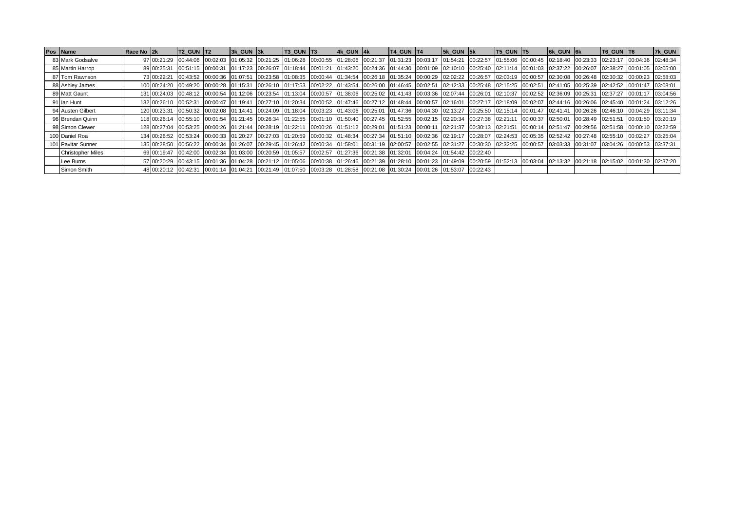| Pos | Name | Race No | 2k | T2_GUN | T2 | 3k_GUN | 3k | T3_GUN | T3 | 4k_GUN | 4k | T4_GUN | T4 | 5k_GUN | 5k | T5_GUN | T5 | 6k_GUN | 6k | T6_GUN | T6 | 7k_GUN |
|---|---|---|---|---|---|---|---|---|---|---|---|---|---|---|---|---|---|---|---|---|---|---|
| 83 | Mark Godsalve | 97 | 00:21:29 | 00:44:06 | 00:02:03 | 01:05:32 | 00:21:25 | 01:06:28 | 00:00:55 | 01:28:06 | 00:21:37 | 01:31:23 | 00:03:17 | 01:54:21 | 00:22:57 | 01:55:06 | 00:00:45 | 02:18:40 | 00:23:33 | 02:23:17 | 00:04:36 | 02:48:34 |
| 85 | Martin Harrop | 89 | 00:25:31 | 00:51:15 | 00:00:31 | 01:17:23 | 00:26:07 | 01:18:44 | 00:01:21 | 01:43:20 | 00:24:36 | 01:44:30 | 00:01:09 | 02:10:10 | 00:25:40 | 02:11:14 | 00:01:03 | 02:37:22 | 00:26:07 | 02:38:27 | 00:01:05 | 03:05:00 |
| 87 | Tom Rawnson | 73 | 00:22:21 | 00:43:52 | 00:00:36 | 01:07:51 | 00:23:58 | 01:08:35 | 00:00:44 | 01:34:54 | 00:26:18 | 01:35:24 | 00:00:29 | 02:02:22 | 00:26:57 | 02:03:19 | 00:00:57 | 02:30:08 | 00:26:48 | 02:30:32 | 00:00:23 | 02:58:03 |
| 88 | Ashley James | 100 | 00:24:20 | 00:49:20 | 00:00:28 | 01:15:31 | 00:26:10 | 01:17:53 | 00:02:22 | 01:43:54 | 00:26:00 | 01:46:45 | 00:02:51 | 02:12:33 | 00:25:48 | 02:15:25 | 00:02:51 | 02:41:05 | 00:25:39 | 02:42:52 | 00:01:47 | 03:08:01 |
| 89 | Matt Gaunt | 131 | 00:24:03 | 00:48:12 | 00:00:54 | 01:12:06 | 00:23:54 | 01:13:04 | 00:00:57 | 01:38:06 | 00:25:02 | 01:41:43 | 00:03:36 | 02:07:44 | 00:26:01 | 02:10:37 | 00:02:52 | 02:36:09 | 00:25:31 | 02:37:27 | 00:01:17 | 03:04:56 |
| 91 | Ian Hunt | 132 | 00:26:10 | 00:52:31 | 00:00:47 | 01:19:41 | 00:27:10 | 01:20:34 | 00:00:52 | 01:47:46 | 00:27:12 | 01:48:44 | 00:00:57 | 02:16:01 | 00:27:17 | 02:18:09 | 00:02:07 | 02:44:16 | 00:26:06 | 02:45:40 | 00:01:24 | 03:12:26 |
| 94 | Austen Gilbert | 120 | 00:23:31 | 00:50:32 | 00:02:08 | 01:14:41 | 00:24:09 | 01:18:04 | 00:03:23 | 01:43:06 | 00:25:01 | 01:47:36 | 00:04:30 | 02:13:27 | 00:25:50 | 02:15:14 | 00:01:47 | 02:41:41 | 00:26:26 | 02:46:10 | 00:04:29 | 03:11:34 |
| 96 | Brendan Quinn | 118 | 00:26:14 | 00:55:10 | 00:01:54 | 01:21:45 | 00:26:34 | 01:22:55 | 00:01:10 | 01:50:40 | 00:27:45 | 01:52:55 | 00:02:15 | 02:20:34 | 00:27:38 | 02:21:11 | 00:00:37 | 02:50:01 | 00:28:49 | 02:51:51 | 00:01:50 | 03:20:19 |
| 98 | Simon Clewer | 128 | 00:27:04 | 00:53:25 | 00:00:26 | 01:21:44 | 00:28:19 | 01:22:11 | 00:00:26 | 01:51:12 | 00:29:01 | 01:51:23 | 00:00:11 | 02:21:37 | 00:30:13 | 02:21:51 | 00:00:14 | 02:51:47 | 00:29:56 | 02:51:58 | 00:00:10 | 03:22:59 |
| 100 | Daniel Roa | 134 | 00:26:52 | 00:53:24 | 00:00:33 | 01:20:27 | 00:27:03 | 01:20:59 | 00:00:32 | 01:48:34 | 00:27:34 | 01:51:10 | 00:02:36 | 02:19:17 | 00:28:07 | 02:24:53 | 00:05:35 | 02:52:42 | 00:27:48 | 02:55:10 | 00:02:27 | 03:25:04 |
| 101 | Pavitar Sunner | 135 | 00:28:50 | 00:56:22 | 00:00:34 | 01:26:07 | 00:29:45 | 01:26:42 | 00:00:34 | 01:58:01 | 00:31:19 | 02:00:57 | 00:02:55 | 02:31:27 | 00:30:30 | 02:32:25 | 00:00:57 | 03:03:33 | 00:31:07 | 03:04:26 | 00:00:53 | 03:37:31 |
| | Christopher Miles | 69 | 00:19:47 | 00:42:00 | 00:02:34 | 01:03:00 | 00:20:59 | 01:05:57 | 00:02:57 | 01:27:36 | 00:21:38 | 01:32:01 | 00:04:24 | 01:54:42 | 00:22:40 | | | | | | | |
| | Lee Burns | 57 | 00:20:29 | 00:43:15 | 00:01:36 | 01:04:28 | 00:21:12 | 01:05:06 | 00:00:38 | 01:26:46 | 00:21:39 | 01:28:10 | 00:01:23 | 01:49:09 | 00:20:59 | 01:52:13 | 00:03:04 | 02:13:32 | 00:21:18 | 02:15:02 | 00:01:30 | 02:37:20 |
| | Simon Smith | 48 | 00:20:12 | 00:42:31 | 00:01:14 | 01:04:21 | 00:21:49 | 01:07:50 | 00:03:28 | 01:28:58 | 00:21:08 | 01:30:24 | 00:01:26 | 01:53:07 | 00:22:43 | | | | | | | |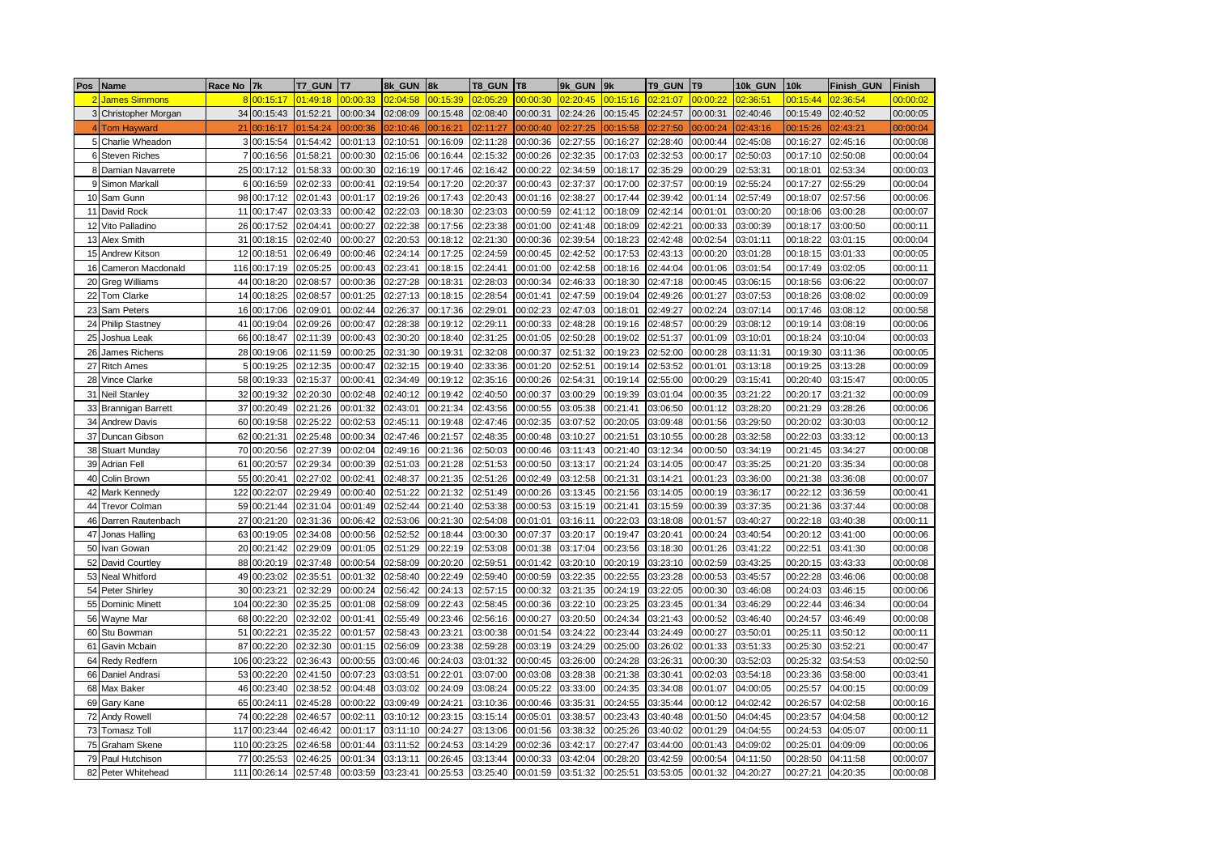| Pos | Name | Race No | 7k | T7_GUN | T7 | 8k_GUN | 8k | T8_GUN | T8 | 9k_GUN | 9k | T9_GUN | T9 | 10k_GUN | 10k | Finish_GUN | Finish |
|---|---|---|---|---|---|---|---|---|---|---|---|---|---|---|---|---|---|
| 2 | James Simmons | 8 | 00:15:17 | 01:49:18 | 00:00:33 | 02:04:58 | 00:15:39 | 02:05:29 | 00:00:30 | 02:20:45 | 00:15:16 | 02:21:07 | 00:00:22 | 02:36:51 | 00:15:44 | 02:36:54 | 00:00:02 |
| 3 | Christopher Morgan | 34 | 00:15:43 | 01:52:21 | 00:00:34 | 02:08:09 | 00:15:48 | 02:08:40 | 00:00:31 | 02:24:26 | 00:15:45 | 02:24:57 | 00:00:31 | 02:40:46 | 00:15:49 | 02:40:52 | 00:00:05 |
| 4 | Tom Hayward | 21 | 00:16:17 | 01:54:24 | 00:00:36 | 02:10:46 | 00:16:21 | 02:11:27 | 00:00:40 | 02:27:25 | 00:15:58 | 02:27:50 | 00:00:24 | 02:43:16 | 00:15:26 | 02:43:21 | 00:00:04 |
| 5 | Charlie Wheadon | 3 | 00:15:54 | 01:54:42 | 00:01:13 | 02:10:51 | 00:16:09 | 02:11:28 | 00:00:36 | 02:27:55 | 00:16:27 | 02:28:40 | 00:00:44 | 02:45:08 | 00:16:27 | 02:45:16 | 00:00:08 |
| 6 | Steven Riches | 7 | 00:16:56 | 01:58:21 | 00:00:30 | 02:15:06 | 00:16:44 | 02:15:32 | 00:00:26 | 02:32:35 | 00:17:03 | 02:32:53 | 00:00:17 | 02:50:03 | 00:17:10 | 02:50:08 | 00:00:04 |
| 8 | Damian Navarrete | 25 | 00:17:12 | 01:58:33 | 00:00:30 | 02:16:19 | 00:17:46 | 02:16:42 | 00:00:22 | 02:34:59 | 00:18:17 | 02:35:29 | 00:00:29 | 02:53:31 | 00:18:01 | 02:53:34 | 00:00:03 |
| 9 | Simon Markall | 6 | 00:16:59 | 02:02:33 | 00:00:41 | 02:19:54 | 00:17:20 | 02:20:37 | 00:00:43 | 02:37:37 | 00:17:00 | 02:37:57 | 00:00:19 | 02:55:24 | 00:17:27 | 02:55:29 | 00:00:04 |
| 10 | Sam Gunn | 98 | 00:17:12 | 02:01:43 | 00:01:17 | 02:19:26 | 00:17:43 | 02:20:43 | 00:01:16 | 02:38:27 | 00:17:44 | 02:39:42 | 00:01:14 | 02:57:49 | 00:18:07 | 02:57:56 | 00:00:06 |
| 11 | David Rock | 11 | 00:17:47 | 02:03:33 | 00:00:42 | 02:22:03 | 00:18:30 | 02:23:03 | 00:00:59 | 02:41:12 | 00:18:09 | 02:42:14 | 00:01:01 | 03:00:20 | 00:18:06 | 03:00:28 | 00:00:07 |
| 12 | Vito Palladino | 26 | 00:17:52 | 02:04:41 | 00:00:27 | 02:22:38 | 00:17:56 | 02:23:38 | 00:01:00 | 02:41:48 | 00:18:09 | 02:42:21 | 00:00:33 | 03:00:39 | 00:18:17 | 03:00:50 | 00:00:11 |
| 13 | Alex Smith | 31 | 00:18:15 | 02:02:40 | 00:00:27 | 02:20:53 | 00:18:12 | 02:21:30 | 00:00:36 | 02:39:54 | 00:18:23 | 02:42:48 | 00:02:54 | 03:01:11 | 00:18:22 | 03:01:15 | 00:00:04 |
| 15 | Andrew Kitson | 12 | 00:18:51 | 02:06:49 | 00:00:46 | 02:24:14 | 00:17:25 | 02:24:59 | 00:00:45 | 02:42:52 | 00:17:53 | 02:43:13 | 00:00:20 | 03:01:28 | 00:18:15 | 03:01:33 | 00:00:05 |
| 16 | Cameron Macdonald | 116 | 00:17:19 | 02:05:25 | 00:00:43 | 02:23:41 | 00:18:15 | 02:24:41 | 00:01:00 | 02:42:58 | 00:18:16 | 02:44:04 | 00:01:06 | 03:01:54 | 00:17:49 | 03:02:05 | 00:00:11 |
| 20 | Greg Williams | 44 | 00:18:20 | 02:08:57 | 00:00:36 | 02:27:28 | 00:18:31 | 02:28:03 | 00:00:34 | 02:46:33 | 00:18:30 | 02:47:18 | 00:00:45 | 03:06:15 | 00:18:56 | 03:06:22 | 00:00:07 |
| 22 | Tom Clarke | 14 | 00:18:25 | 02:08:57 | 00:01:25 | 02:27:13 | 00:18:15 | 02:28:54 | 00:01:41 | 02:47:59 | 00:19:04 | 02:49:26 | 00:01:27 | 03:07:53 | 00:18:26 | 03:08:02 | 00:00:09 |
| 23 | Sam Peters | 16 | 00:17:06 | 02:09:01 | 00:02:44 | 02:26:37 | 00:17:36 | 02:29:01 | 00:02:23 | 02:47:03 | 00:18:01 | 02:49:27 | 00:02:24 | 03:07:14 | 00:17:46 | 03:08:12 | 00:00:58 |
| 24 | Philip Stastney | 41 | 00:19:04 | 02:09:26 | 00:00:47 | 02:28:38 | 00:19:12 | 02:29:11 | 00:00:33 | 02:48:28 | 00:19:16 | 02:48:57 | 00:00:29 | 03:08:12 | 00:19:14 | 03:08:19 | 00:00:06 |
| 25 | Joshua Leak | 66 | 00:18:47 | 02:11:39 | 00:00:43 | 02:30:20 | 00:18:40 | 02:31:25 | 00:01:05 | 02:50:28 | 00:19:02 | 02:51:37 | 00:01:09 | 03:10:01 | 00:18:24 | 03:10:04 | 00:00:03 |
| 26 | James Richens | 28 | 00:19:06 | 02:11:59 | 00:00:25 | 02:31:30 | 00:19:31 | 02:32:08 | 00:00:37 | 02:51:32 | 00:19:23 | 02:52:00 | 00:00:28 | 03:11:31 | 00:19:30 | 03:11:36 | 00:00:05 |
| 27 | Ritch Ames | 5 | 00:19:25 | 02:12:35 | 00:00:47 | 02:32:15 | 00:19:40 | 02:33:36 | 00:01:20 | 02:52:51 | 00:19:14 | 02:53:52 | 00:01:01 | 03:13:18 | 00:19:25 | 03:13:28 | 00:00:09 |
| 28 | Vince Clarke | 58 | 00:19:33 | 02:15:37 | 00:00:41 | 02:34:49 | 00:19:12 | 02:35:16 | 00:00:26 | 02:54:31 | 00:19:14 | 02:55:00 | 00:00:29 | 03:15:41 | 00:20:40 | 03:15:47 | 00:00:05 |
| 31 | Neil Stanley | 32 | 00:19:32 | 02:20:30 | 00:02:48 | 02:40:12 | 00:19:42 | 02:40:50 | 00:00:37 | 03:00:29 | 00:19:39 | 03:01:04 | 00:00:35 | 03:21:22 | 00:20:17 | 03:21:32 | 00:00:09 |
| 33 | Brannigan Barrett | 37 | 00:20:49 | 02:21:26 | 00:01:32 | 02:43:01 | 00:21:34 | 02:43:56 | 00:00:55 | 03:05:38 | 00:21:41 | 03:06:50 | 00:01:12 | 03:28:20 | 00:21:29 | 03:28:26 | 00:00:06 |
| 34 | Andrew Davis | 60 | 00:19:58 | 02:25:22 | 00:02:53 | 02:45:11 | 00:19:48 | 02:47:46 | 00:02:35 | 03:07:52 | 00:20:05 | 03:09:48 | 00:01:56 | 03:29:50 | 00:20:02 | 03:30:03 | 00:00:12 |
| 37 | Duncan Gibson | 62 | 00:21:31 | 02:25:48 | 00:00:34 | 02:47:46 | 00:21:57 | 02:48:35 | 00:00:48 | 03:10:27 | 00:21:51 | 03:10:55 | 00:00:28 | 03:32:58 | 00:22:03 | 03:33:12 | 00:00:13 |
| 38 | Stuart Munday | 70 | 00:20:56 | 02:27:39 | 00:02:04 | 02:49:16 | 00:21:36 | 02:50:03 | 00:00:46 | 03:11:43 | 00:21:40 | 03:12:34 | 00:00:50 | 03:34:19 | 00:21:45 | 03:34:27 | 00:00:08 |
| 39 | Adrian Fell | 61 | 00:20:57 | 02:29:34 | 00:00:39 | 02:51:03 | 00:21:28 | 02:51:53 | 00:00:50 | 03:13:17 | 00:21:24 | 03:14:05 | 00:00:47 | 03:35:25 | 00:21:20 | 03:35:34 | 00:00:08 |
| 40 | Colin Brown | 55 | 00:20:41 | 02:27:02 | 00:02:41 | 02:48:37 | 00:21:35 | 02:51:26 | 00:02:49 | 03:12:58 | 00:21:31 | 03:14:21 | 00:01:23 | 03:36:00 | 00:21:38 | 03:36:08 | 00:00:07 |
| 42 | Mark Kennedy | 122 | 00:22:07 | 02:29:49 | 00:00:40 | 02:51:22 | 00:21:32 | 02:51:49 | 00:00:26 | 03:13:45 | 00:21:56 | 03:14:05 | 00:00:19 | 03:36:17 | 00:22:12 | 03:36:59 | 00:00:41 |
| 44 | Trevor Colman | 59 | 00:21:44 | 02:31:04 | 00:01:49 | 02:52:44 | 00:21:40 | 02:53:38 | 00:00:53 | 03:15:19 | 00:21:41 | 03:15:59 | 00:00:39 | 03:37:35 | 00:21:36 | 03:37:44 | 00:00:08 |
| 46 | Darren Rautenbach | 27 | 00:21:20 | 02:31:36 | 00:06:42 | 02:53:06 | 00:21:30 | 02:54:08 | 00:01:01 | 03:16:11 | 00:22:03 | 03:18:08 | 00:01:57 | 03:40:27 | 00:22:18 | 03:40:38 | 00:00:11 |
| 47 | Jonas Halling | 63 | 00:19:05 | 02:34:08 | 00:00:56 | 02:52:52 | 00:18:44 | 03:00:30 | 00:07:37 | 03:20:17 | 00:19:47 | 03:20:41 | 00:00:24 | 03:40:54 | 00:20:12 | 03:41:00 | 00:00:06 |
| 50 | Ivan Gowan | 20 | 00:21:42 | 02:29:09 | 00:01:05 | 02:51:29 | 00:22:19 | 02:53:08 | 00:01:38 | 03:17:04 | 00:23:56 | 03:18:30 | 00:01:26 | 03:41:22 | 00:22:51 | 03:41:30 | 00:00:08 |
| 52 | David Courtley | 88 | 00:20:19 | 02:37:48 | 00:00:54 | 02:58:09 | 00:20:20 | 02:59:51 | 00:01:42 | 03:20:10 | 00:20:19 | 03:23:10 | 00:02:59 | 03:43:25 | 00:20:15 | 03:43:33 | 00:00:08 |
| 53 | Neal Whitford | 49 | 00:23:02 | 02:35:51 | 00:01:32 | 02:58:40 | 00:22:49 | 02:59:40 | 00:00:59 | 03:22:35 | 00:22:55 | 03:23:28 | 00:00:53 | 03:45:57 | 00:22:28 | 03:46:06 | 00:00:08 |
| 54 | Peter Shirley | 30 | 00:23:21 | 02:32:29 | 00:00:24 | 02:56:42 | 00:24:13 | 02:57:15 | 00:00:32 | 03:21:35 | 00:24:19 | 03:22:05 | 00:00:30 | 03:46:08 | 00:24:03 | 03:46:15 | 00:00:06 |
| 55 | Dominic Minett | 104 | 00:22:30 | 02:35:25 | 00:01:08 | 02:58:09 | 00:22:43 | 02:58:45 | 00:00:36 | 03:22:10 | 00:23:25 | 03:23:45 | 00:01:34 | 03:46:29 | 00:22:44 | 03:46:34 | 00:00:04 |
| 56 | Wayne Mar | 68 | 00:22:20 | 02:32:02 | 00:01:41 | 02:55:49 | 00:23:46 | 02:56:16 | 00:00:27 | 03:20:50 | 00:24:34 | 03:21:43 | 00:00:52 | 03:46:40 | 00:24:57 | 03:46:49 | 00:00:08 |
| 60 | Stu Bowman | 51 | 00:22:21 | 02:35:22 | 00:01:57 | 02:58:43 | 00:23:21 | 03:00:38 | 00:01:54 | 03:24:22 | 00:23:44 | 03:24:49 | 00:00:27 | 03:50:01 | 00:25:11 | 03:50:12 | 00:00:11 |
| 61 | Gavin Mcbain | 87 | 00:22:20 | 02:32:30 | 00:01:15 | 02:56:09 | 00:23:38 | 02:59:28 | 00:03:19 | 03:24:29 | 00:25:00 | 03:26:02 | 00:01:33 | 03:51:33 | 00:25:30 | 03:52:21 | 00:00:47 |
| 64 | Reg Redfern | 106 | 00:23:22 | 02:36:43 | 00:00:55 | 03:00:46 | 00:24:03 | 03:01:32 | 00:00:45 | 03:26:00 | 00:24:28 | 03:26:31 | 00:00:30 | 03:52:03 | 00:25:32 | 03:54:53 | 00:02:50 |
| 66 | Daniel Andrasi | 53 | 00:22:20 | 02:41:50 | 00:07:23 | 03:03:51 | 00:22:01 | 03:07:00 | 00:03:08 | 03:28:38 | 00:21:38 | 03:30:41 | 00:02:03 | 03:54:18 | 00:23:36 | 03:58:00 | 00:03:41 |
| 68 | Max Baker | 46 | 00:23:40 | 02:38:52 | 00:04:48 | 03:03:02 | 00:24:09 | 03:08:24 | 00:05:22 | 03:33:00 | 00:24:35 | 03:34:08 | 00:01:07 | 04:00:05 | 00:25:57 | 04:00:15 | 00:00:09 |
| 69 | Gary Kane | 65 | 00:24:11 | 02:45:28 | 00:00:22 | 03:09:49 | 00:24:21 | 03:10:36 | 00:00:46 | 03:35:31 | 00:24:55 | 03:35:44 | 00:00:12 | 04:02:42 | 00:26:57 | 04:02:58 | 00:00:16 |
| 72 | Andy Rowell | 74 | 00:22:28 | 02:46:57 | 00:02:11 | 03:10:12 | 00:23:15 | 03:15:14 | 00:05:01 | 03:38:57 | 00:23:43 | 03:40:48 | 00:01:50 | 04:04:45 | 00:23:57 | 04:04:58 | 00:00:12 |
| 73 | Tomasz Toll | 117 | 00:23:44 | 02:46:42 | 00:01:17 | 03:11:10 | 00:24:27 | 03:13:06 | 00:01:56 | 03:38:32 | 00:25:26 | 03:40:02 | 00:01:29 | 04:04:55 | 00:24:53 | 04:05:07 | 00:00:11 |
| 75 | Graham Skene | 110 | 00:25:25 | 02:46:58 | 00:01:44 | 03:11:52 | 00:24:53 | 03:14:29 | 00:02:36 | 03:42:17 | 00:27:47 | 03:44:00 | 00:01:43 | 04:09:02 | 00:25:01 | 04:09:09 | 00:00:06 |
| 79 | Paul Hutchison | 77 | 00:25:53 | 02:46:25 | 00:01:34 | 03:13:11 | 00:26:45 | 03:13:44 | 00:00:33 | 03:42:04 | 00:28:20 | 03:42:59 | 00:00:54 | 04:11:50 | 00:28:50 | 04:11:58 | 00:00:07 |
| 82 | Peter Whitehead | 111 | 00:26:14 | 02:57:48 | 00:03:59 | 03:23:41 | 00:25:53 | 03:25:40 | 00:01:59 | 03:51:32 | 00:25:51 | 03:53:05 | 00:01:32 | 04:20:27 | 00:27:21 | 04:20:35 | 00:00:08 |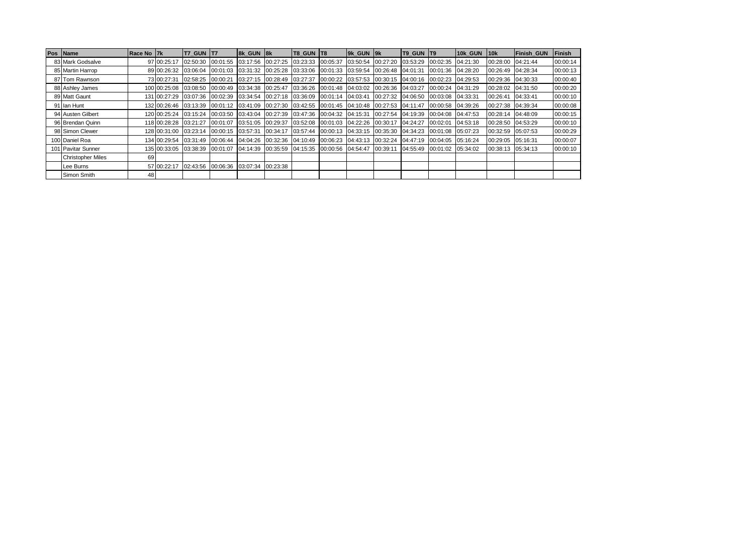| Pos | Name | Race No | 7k | T7_GUN | T7 | 8k_GUN | 8k | T8_GUN | T8 | 9k_GUN | 9k | T9_GUN | T9 | 10k_GUN | 10k | Finish_GUN | Finish |
|---|---|---|---|---|---|---|---|---|---|---|---|---|---|---|---|---|---|
| 83 | Mark Godsalve | 97 | 00:25:17 | 02:50:30 | 00:01:55 | 03:17:56 | 00:27:25 | 03:23:33 | 00:05:37 | 03:50:54 | 00:27:20 | 03:53:29 | 00:02:35 | 04:21:30 | 00:28:00 | 04:21:44 | 00:00:14 |
| 85 | Martin Harrop | 89 | 00:26:32 | 03:06:04 | 00:01:03 | 03:31:32 | 00:25:28 | 03:33:06 | 00:01:33 | 03:59:54 | 00:26:48 | 04:01:31 | 00:01:36 | 04:28:20 | 00:26:49 | 04:28:34 | 00:00:13 |
| 87 | Tom Rawnson | 73 | 00:27:31 | 02:58:25 | 00:00:21 | 03:27:15 | 00:28:49 | 03:27:37 | 00:00:22 | 03:57:53 | 00:30:15 | 04:00:16 | 00:02:23 | 04:29:53 | 00:29:36 | 04:30:33 | 00:00:40 |
| 88 | Ashley James | 100 | 00:25:08 | 03:08:50 | 00:00:49 | 03:34:38 | 00:25:47 | 03:36:26 | 00:01:48 | 04:03:02 | 00:26:36 | 04:03:27 | 00:00:24 | 04:31:29 | 00:28:02 | 04:31:50 | 00:00:20 |
| 89 | Matt Gaunt | 131 | 00:27:29 | 03:07:36 | 00:02:39 | 03:34:54 | 00:27:18 | 03:36:09 | 00:01:14 | 04:03:41 | 00:27:32 | 04:06:50 | 00:03:08 | 04:33:31 | 00:26:41 | 04:33:41 | 00:00:10 |
| 91 | Ian Hunt | 132 | 00:26:46 | 03:13:39 | 00:01:12 | 03:41:09 | 00:27:30 | 03:42:55 | 00:01:45 | 04:10:48 | 00:27:53 | 04:11:47 | 00:00:58 | 04:39:26 | 00:27:38 | 04:39:34 | 00:00:08 |
| 94 | Austen Gilbert | 120 | 00:25:24 | 03:15:24 | 00:03:50 | 03:43:04 | 00:27:39 | 03:47:36 | 00:04:32 | 04:15:31 | 00:27:54 | 04:19:39 | 00:04:08 | 04:47:53 | 00:28:14 | 04:48:09 | 00:00:15 |
| 96 | Brendan Quinn | 118 | 00:28:28 | 03:21:27 | 00:01:07 | 03:51:05 | 00:29:37 | 03:52:08 | 00:01:03 | 04:22:26 | 00:30:17 | 04:24:27 | 00:02:01 | 04:53:18 | 00:28:50 | 04:53:29 | 00:00:10 |
| 98 | Simon Clewer | 128 | 00:31:00 | 03:23:14 | 00:00:15 | 03:57:31 | 00:34:17 | 03:57:44 | 00:00:13 | 04:33:15 | 00:35:30 | 04:34:23 | 00:01:08 | 05:07:23 | 00:32:59 | 05:07:53 | 00:00:29 |
| 100 | Daniel Roa | 134 | 00:29:54 | 03:31:49 | 00:06:44 | 04:04:26 | 00:32:36 | 04:10:49 | 00:06:23 | 04:43:13 | 00:32:24 | 04:47:19 | 00:04:05 | 05:16:24 | 00:29:05 | 05:16:31 | 00:00:07 |
| 101 | Pavitar Sunner | 135 | 00:33:05 | 03:38:39 | 00:01:07 | 04:14:39 | 00:35:59 | 04:15:35 | 00:00:56 | 04:54:47 | 00:39:11 | 04:55:49 | 00:01:02 | 05:34:02 | 00:38:13 | 05:34:13 | 00:00:10 |
| | Christopher Miles | 69 | | | | | | | | | | | | | | | |
| | Lee Burns | 57 | 00:22:17 | 02:43:56 | 00:06:36 | 03:07:34 | 00:23:38 | | | | | | | | | | |
| | Simon Smith | 48 | | | | | | | | | | | | | | | |